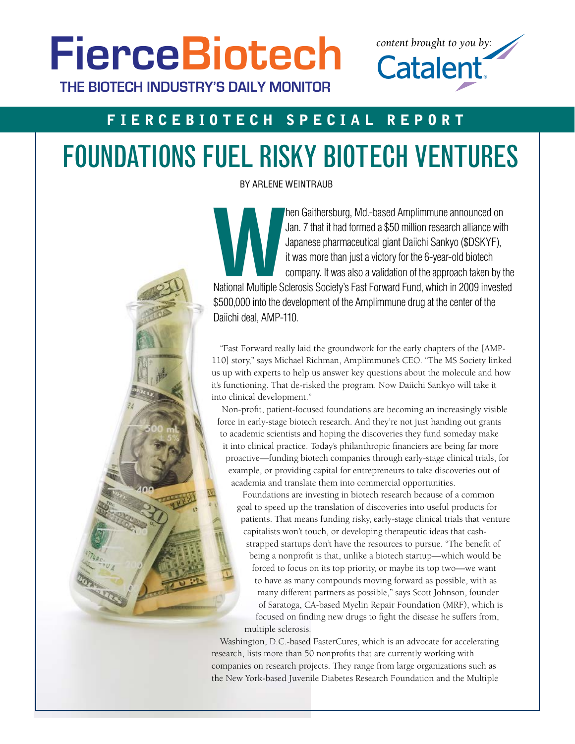# FierceBiotech

**THE BIOTECH INDUSTRY'S DAILY MONITOR**

*content brought to you by:* Catalent

**FIERCEBIOTECH SPECIAL REPORT**

# FOUNDATIONS FUEL RISKY BIOTECH VENTURES

BY ARLENE WEINTRAUB

When Gaithersburg, Md.-based Amplimmune announced on Jan. 7 that it had formed a $50 million research alliance with Japanese pharmaceutical giant Daiichi Sankyo ($DSKYF), it was more than just a victory for the 6-year-old biotech company. It was also a validation of the approach taken by the National Multiple Sclerosis Society's Fast Forward Fund, which in 2009 invested $500,000 into the development of the Amplimmune drug at the center of the Daiichi deal, AMP-110.

"Fast Forward really laid the groundwork for the early chapters of the [AMP-110] story," says Michael Richman, Amplimmune's CEO. "The MS Society linked us up with experts to help us answer key questions about the molecule and how it's functioning. That de-risked the program. Now Daiichi Sankyo will take it into clinical development."

Non-profit, patient-focused foundations are becoming an increasingly visible force in early-stage biotech research. And they're not just handing out grants to academic scientists and hoping the discoveries they fund someday make it into clinical practice. Today's philanthropic financiers are being far more proactive—funding biotech companies through early-stage clinical trials, for example, or providing capital for entrepreneurs to take discoveries out of academia and translate them into commercial opportunities.

Foundations are investing in biotech research because of a common goal to speed up the translation of discoveries into useful products for patients. That means funding risky, early-stage clinical trials that venture capitalists won't touch, or developing therapeutic ideas that cash-strapped startups don't have the resources to pursue. "The benefit of being a nonprofit is that, unlike a biotech startup—which would be forced to focus on its top priority, or maybe its top two—we want to have as many compounds moving forward as possible, with as many different partners as possible," says Scott Johnson, founder of Saratoga, CA-based Myelin Repair Foundation (MRF), which is focused on finding new drugs to fight the disease he suffers from, multiple sclerosis.

Washington, D.C.-based FasterCures, which is an advocate for accelerating research, lists more than 50 nonprofits that are currently working with companies on research projects. They range from large organizations such as the New York-based Juvenile Diabetes Research Foundation and the Multiple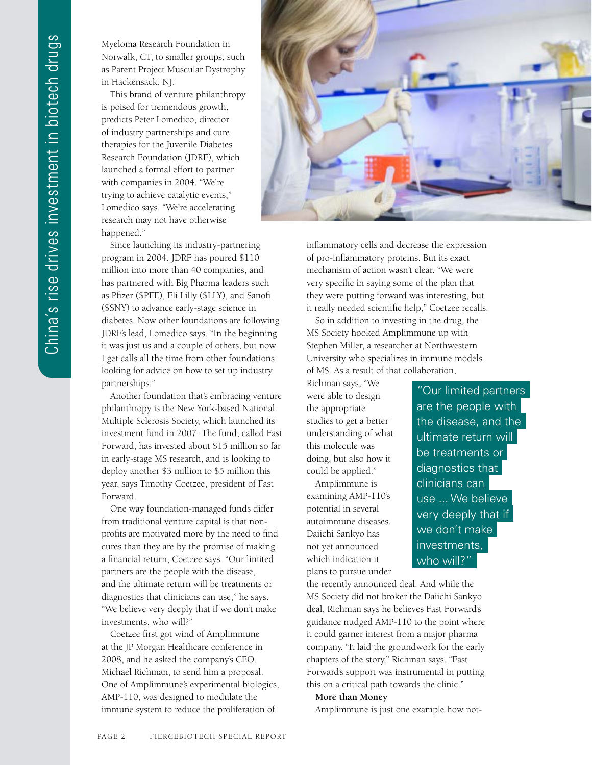Myeloma Research Foundation in Norwalk, CT, to smaller groups, such as Parent Project Muscular Dystrophy in Hackensack, NJ.

This brand of venture philanthropy is poised for tremendous growth, predicts Peter Lomedico, director of industry partnerships and cure therapies for the Juvenile Diabetes Research Foundation (JDRF), which launched a formal effort to partner with companies in 2004. "We're trying to achieve catalytic events," Lomedico says. "We're accelerating research may not have otherwise happened."

Since launching its industry-partnering program in 2004, JDRF has poured $110 million into more than 40 companies, and has partnered with Big Pharma leaders such as Pfizer ($PFE), Eli Lilly ($LLY), and Sanofi ($SNY) to advance early-stage science in diabetes. Now other foundations are following JDRF's lead, Lomedico says. "In the beginning it was just us and a couple of others, but now I get calls all the time from other foundations looking for advice on how to set up industry partnerships."

Another foundation that's embracing venture philanthropy is the New York-based National Multiple Sclerosis Society, which launched its investment fund in 2007. The fund, called Fast Forward, has invested about $15 million so far in early-stage MS research, and is looking to deploy another $3 million to $5 million this year, says Timothy Coetzee, president of Fast Forward.

One way foundation-managed funds differ from traditional venture capital is that non-profits are motivated more by the need to find cures than they are by the promise of making a financial return, Coetzee says. "Our limited partners are the people with the disease, and the ultimate return will be treatments or diagnostics that clinicians can use," he says. "We believe very deeply that if we don't make investments, who will?"

Coetzee first got wind of Amplimmune at the JP Morgan Healthcare conference in 2008, and he asked the company's CEO, Michael Richman, to send him a proposal. One of Amplimmune's experimental biologics, AMP-110, was designed to modulate the immune system to reduce the proliferation of inflammatory cells and decrease the expression of pro-inflammatory proteins. But its exact mechanism of action wasn't clear. "We were very specific in saying some of the plan that they were putting forward was interesting, but it really needed scientific help," Coetzee recalls.

So in addition to investing in the drug, the MS Society hooked Amplimmune up with Stephen Miller, a researcher at Northwestern University who specializes in immune models of MS. As a result of that collaboration, Richman says, "We were able to design the appropriate studies to get a better understanding of what this molecule was doing, but also how it could be applied."

> "Our limited partners are the people with the disease, and the ultimate return will be treatments or diagnostics that clinicians can use ... We believe very deeply that if we don't make investments, who will?"

Amplimmune is examining AMP-110's potential in several autoimmune diseases. Daiichi Sankyo has not yet announced which indication it plans to pursue under the recently announced deal. And while the MS Society did not broker the Daiichi Sankyo deal, Richman says he believes Fast Forward's guidance nudged AMP-110 to the point where it could garner interest from a major pharma company. "It laid the groundwork for the early chapters of the story," Richman says. "Fast Forward's support was instrumental in putting this on a critical path towards the clinic."

**More than Money**

Amplimmune is just one example how not-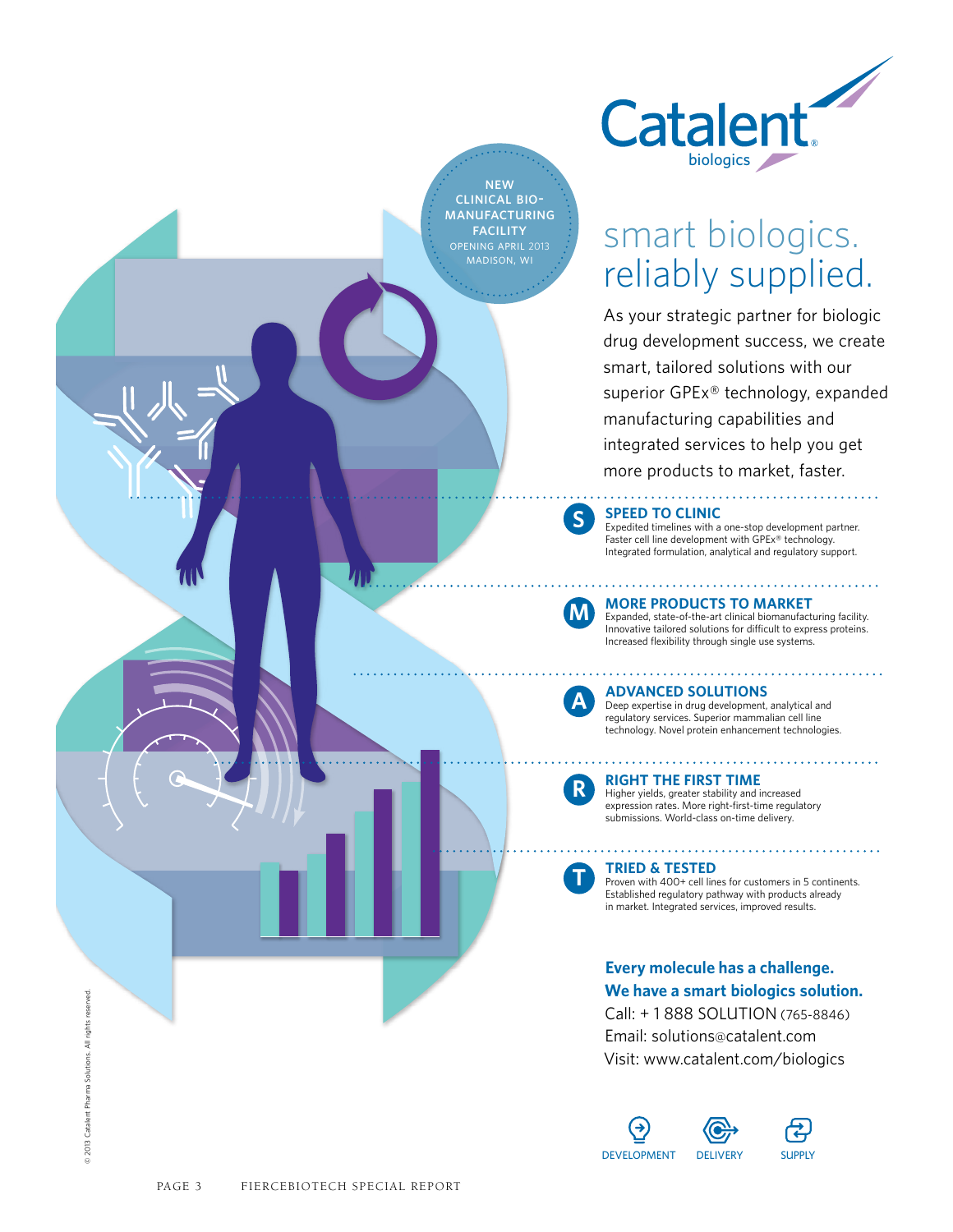Catalent® biologics

NEW CLINICAL BIO-MANUFACTURING FACILITY
OPENING APRIL 2013
MADISON, WI

# smart biologics. reliably supplied.

As your strategic partner for biologic drug development success, we create smart, tailored solutions with our superior GPEx® technology, expanded manufacturing capabilities and integrated services to help you get more products to market, faster.

**S** **SPEED TO CLINIC**
Expedited timelines with a one-stop development partner. Faster cell line development with GPEx® technology. Integrated formulation, analytical and regulatory support.

**M** **MORE PRODUCTS TO MARKET**
Expanded, state-of-the-art clinical biomanufacturing facility. Innovative tailored solutions for difficult to express proteins. Increased flexibility through single use systems.

**A** **ADVANCED SOLUTIONS**
Deep expertise in drug development, analytical and regulatory services. Superior mammalian cell line technology. Novel protein enhancement technologies.

**R** **RIGHT THE FIRST TIME**
Higher yields, greater stability and increased expression rates. More right-first-time regulatory submissions. World-class on-time delivery.

**T** **TRIED & TESTED**
Proven with 400+ cell lines for customers in 5 continents. Established regulatory pathway with products already in market. Integrated services, improved results.

**Every molecule has a challenge.**
**We have a smart biologics solution.**
Call: + 1 888 SOLUTION (765-8846)
Email: solutions@catalent.com
Visit: www.catalent.com/biologics

DEVELOPMENT DELIVERY SUPPLY

© 2013 Catalent Pharma Solutions. All rights reserved.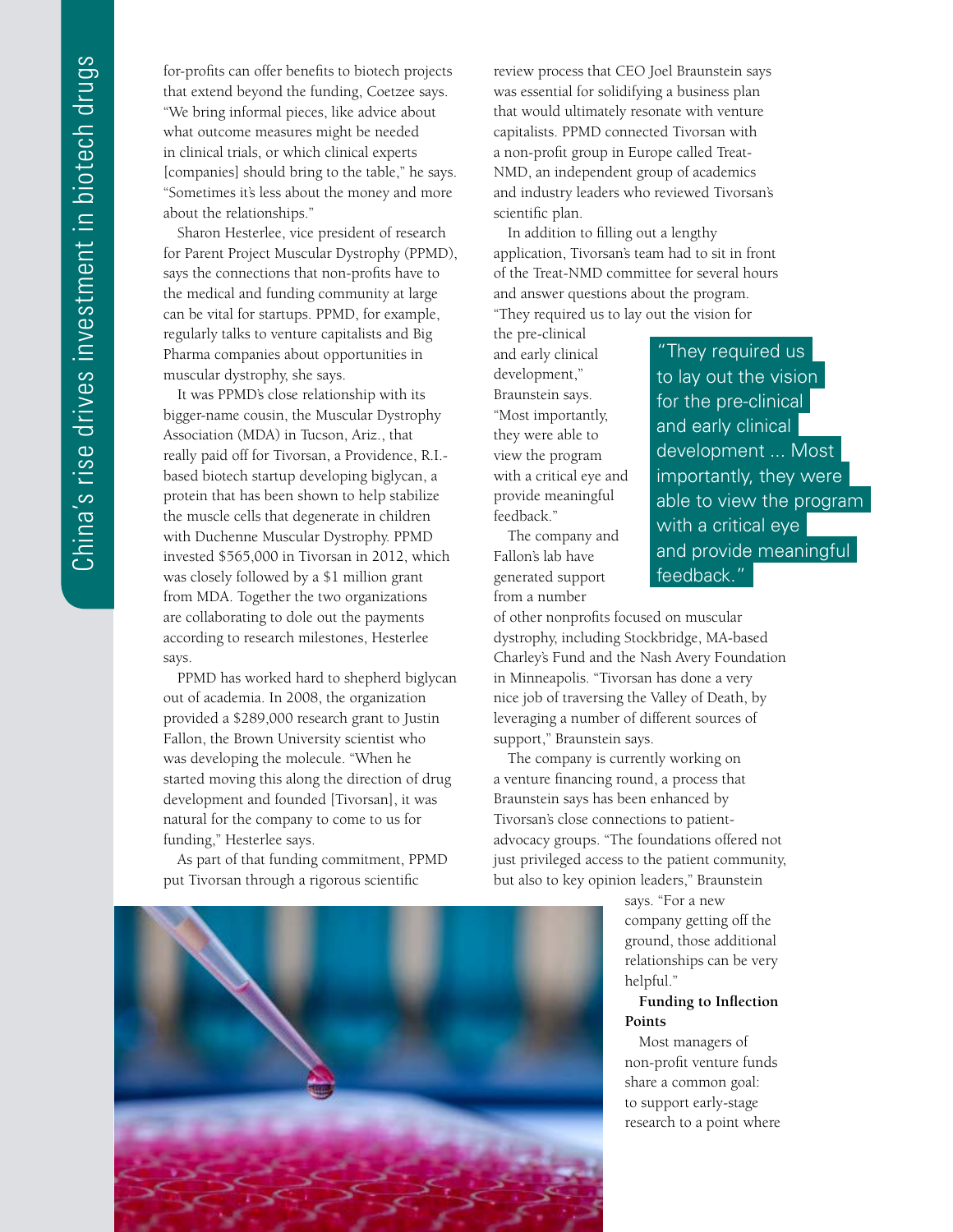for-profits can offer benefits to biotech projects that extend beyond the funding, Coetzee says. "We bring informal pieces, like advice about what outcome measures might be needed in clinical trials, or which clinical experts [companies] should bring to the table," he says. "Sometimes it's less about the money and more about the relationships."

Sharon Hesterlee, vice president of research for Parent Project Muscular Dystrophy (PPMD), says the connections that non-profits have to the medical and funding community at large can be vital for startups. PPMD, for example, regularly talks to venture capitalists and Big Pharma companies about opportunities in muscular dystrophy, she says.

It was PPMD's close relationship with its bigger-name cousin, the Muscular Dystrophy Association (MDA) in Tucson, Ariz., that really paid off for Tivorsan, a Providence, R.I.-based biotech startup developing biglycan, a protein that has been shown to help stabilize the muscle cells that degenerate in children with Duchenne Muscular Dystrophy. PPMD invested $565,000 in Tivorsan in 2012, which was closely followed by a $1 million grant from MDA. Together the two organizations are collaborating to dole out the payments according to research milestones, Hesterlee says.

PPMD has worked hard to shepherd biglycan out of academia. In 2008, the organization provided a $289,000 research grant to Justin Fallon, the Brown University scientist who was developing the molecule. "When he started moving this along the direction of drug development and founded [Tivorsan], it was natural for the company to come to us for funding," Hesterlee says.

As part of that funding commitment, PPMD put Tivorsan through a rigorous scientific review process that CEO Joel Braunstein says was essential for solidifying a business plan that would ultimately resonate with venture capitalists. PPMD connected Tivorsan with a non-profit group in Europe called Treat-NMD, an independent group of academics and industry leaders who reviewed Tivorsan's scientific plan.

In addition to filling out a lengthy application, Tivorsan's team had to sit in front of the Treat-NMD committee for several hours and answer questions about the program. "They required us to lay out the vision for the pre-clinical and early clinical development," Braunstein says. "Most importantly, they were able to view the program with a critical eye and provide meaningful feedback."

> "They required us to lay out the vision for the pre-clinical and early clinical development ... Most importantly, they were able to view the program with a critical eye and provide meaningful feedback."

The company and Fallon's lab have generated support from a number of other nonprofits focused on muscular dystrophy, including Stockbridge, MA-based Charley's Fund and the Nash Avery Foundation in Minneapolis. "Tivorsan has done a very nice job of traversing the Valley of Death, by leveraging a number of different sources of support," Braunstein says.

The company is currently working on a venture financing round, a process that Braunstein says has been enhanced by Tivorsan's close connections to patient-advocacy groups. "The foundations offered not just privileged access to the patient community, but also to key opinion leaders," Braunstein says. "For a new company getting off the ground, those additional relationships can be very helpful."

**Funding to Inflection Points**

Most managers of non-profit venture funds share a common goal: to support early-stage research to a point where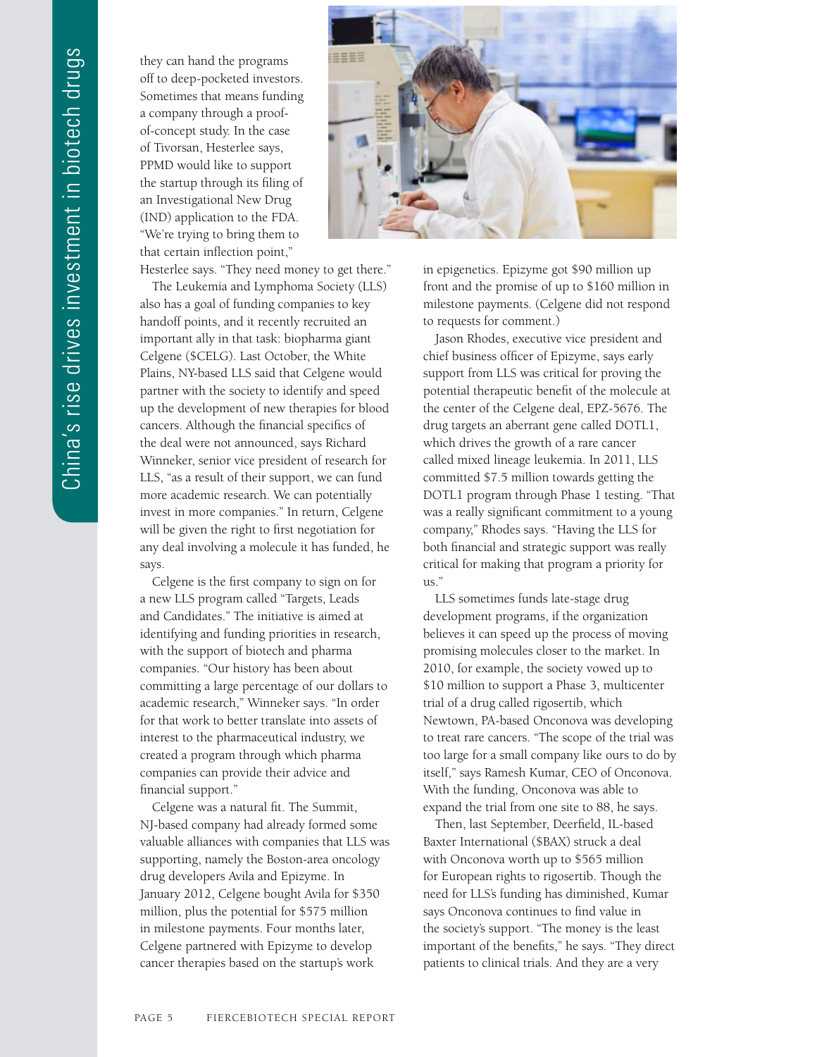they can hand the programs off to deep-pocketed investors. Sometimes that means funding a company through a proof-of-concept study. In the case of Tivorsan, Hesterlee says, PPMD would like to support the startup through its filing of an Investigational New Drug (IND) application to the FDA. "We're trying to bring them to that certain inflection point," Hesterlee says. "They need money to get there."

The Leukemia and Lymphoma Society (LLS) also has a goal of funding companies to key handoff points, and it recently recruited an important ally in that task: biopharma giant Celgene ($CELG). Last October, the White Plains, NY-based LLS said that Celgene would partner with the society to identify and speed up the development of new therapies for blood cancers. Although the financial specifics of the deal were not announced, says Richard Winneker, senior vice president of research for LLS, "as a result of their support, we can fund more academic research. We can potentially invest in more companies." In return, Celgene will be given the right to first negotiation for any deal involving a molecule it has funded, he says.

Celgene is the first company to sign on for a new LLS program called "Targets, Leads and Candidates." The initiative is aimed at identifying and funding priorities in research, with the support of biotech and pharma companies. "Our history has been about committing a large percentage of our dollars to academic research," Winneker says. "In order for that work to better translate into assets of interest to the pharmaceutical industry, we created a program through which pharma companies can provide their advice and financial support."

Celgene was a natural fit. The Summit, NJ-based company had already formed some valuable alliances with companies that LLS was supporting, namely the Boston-area oncology drug developers Avila and Epizyme. In January 2012, Celgene bought Avila for $350 million, plus the potential for $575 million in milestone payments. Four months later, Celgene partnered with Epizyme to develop cancer therapies based on the startup's work in epigenetics. Epizyme got $90 million up front and the promise of up to $160 million in milestone payments. (Celgene did not respond to requests for comment.)

Jason Rhodes, executive vice president and chief business officer of Epizyme, says early support from LLS was critical for proving the potential therapeutic benefit of the molecule at the center of the Celgene deal, EPZ-5676. The drug targets an aberrant gene called DOTL1, which drives the growth of a rare cancer called mixed lineage leukemia. In 2011, LLS committed $7.5 million towards getting the DOTL1 program through Phase 1 testing. "That was a really significant commitment to a young company," Rhodes says. "Having the LLS for both financial and strategic support was really critical for making that program a priority for us."

LLS sometimes funds late-stage drug development programs, if the organization believes it can speed up the process of moving promising molecules closer to the market. In 2010, for example, the society vowed up to $10 million to support a Phase 3, multicenter trial of a drug called rigosertib, which Newtown, PA-based Onconova was developing to treat rare cancers. "The scope of the trial was too large for a small company like ours to do by itself," says Ramesh Kumar, CEO of Onconova. With the funding, Onconova was able to expand the trial from one site to 88, he says.

Then, last September, Deerfield, IL-based Baxter International ($BAX) struck a deal with Onconova worth up to $565 million for European rights to rigosertib. Though the need for LLS's funding has diminished, Kumar says Onconova continues to find value in the society's support. "The money is the least important of the benefits," he says. "They direct patients to clinical trials. And they are a very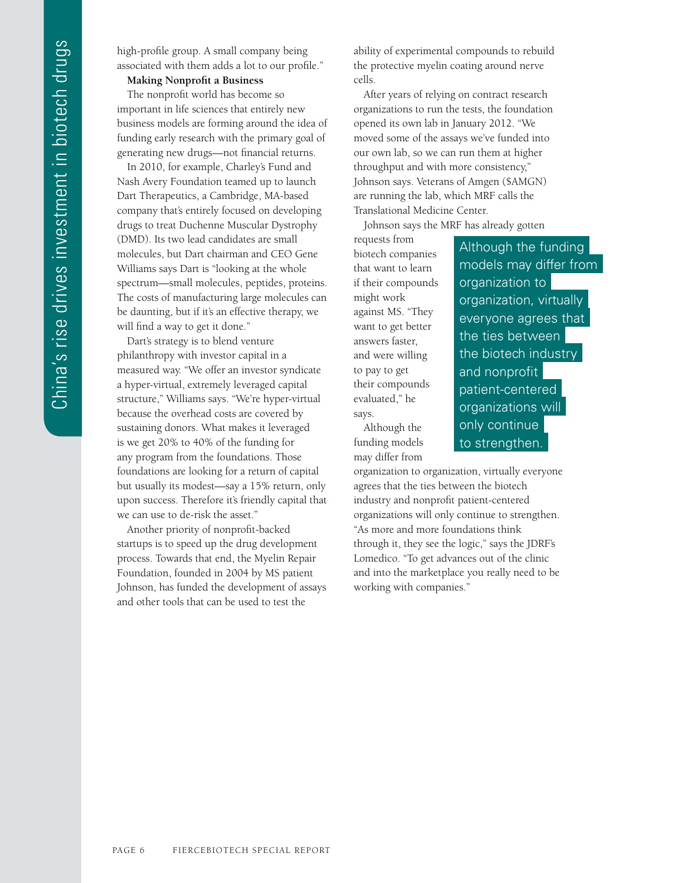high-profile group. A small company being associated with them adds a lot to our profile."

**Making Nonprofit a Business**

The nonprofit world has become so important in life sciences that entirely new business models are forming around the idea of funding early research with the primary goal of generating new drugs—not financial returns.

In 2010, for example, Charley's Fund and Nash Avery Foundation teamed up to launch Dart Therapeutics, a Cambridge, MA-based company that's entirely focused on developing drugs to treat Duchenne Muscular Dystrophy (DMD). Its two lead candidates are small molecules, but Dart chairman and CEO Gene Williams says Dart is "looking at the whole spectrum—small molecules, peptides, proteins. The costs of manufacturing large molecules can be daunting, but if it's an effective therapy, we will find a way to get it done."

Dart's strategy is to blend venture philanthropy with investor capital in a measured way. "We offer an investor syndicate a hyper-virtual, extremely leveraged capital structure," Williams says. "We're hyper-virtual because the overhead costs are covered by sustaining donors. What makes it leveraged is we get 20% to 40% of the funding for any program from the foundations. Those foundations are looking for a return of capital but usually its modest—say a 15% return, only upon success. Therefore it's friendly capital that we can use to de-risk the asset."

Another priority of nonprofit-backed startups is to speed up the drug development process. Towards that end, the Myelin Repair Foundation, founded in 2004 by MS patient Johnson, has funded the development of assays and other tools that can be used to test the ability of experimental compounds to rebuild the protective myelin coating around nerve cells.

After years of relying on contract research organizations to run the tests, the foundation opened its own lab in January 2012. "We moved some of the assays we've funded into our own lab, so we can run them at higher throughput and with more consistency," Johnson says. Veterans of Amgen ($AMGN) are running the lab, which MRF calls the Translational Medicine Center.

Johnson says the MRF has already gotten requests from biotech companies that want to learn if their compounds might work against MS. "They want to get better answers faster, and were willing to pay to get their compounds evaluated," he says.

> Although the funding models may differ from organization to organization, virtually everyone agrees that the ties between the biotech industry and nonprofit patient-centered organizations will only continue to strengthen.

Although the funding models may differ from organization to organization, virtually everyone agrees that the ties between the biotech industry and nonprofit patient-centered organizations will only continue to strengthen. "As more and more foundations think through it, they see the logic," says the JDRF's Lomedico. "To get advances out of the clinic and into the marketplace you really need to be working with companies."